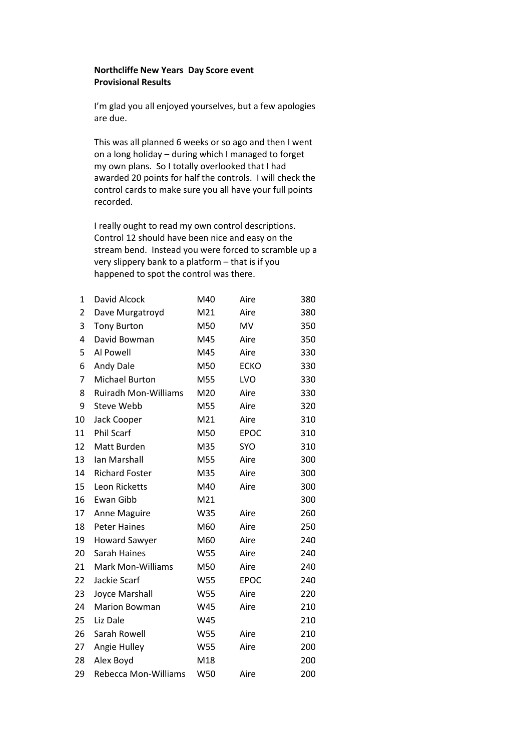**Northcliffe New Years Day Score event**
**Provisional Results**

I'm glad you all enjoyed yourselves, but a few apologies are due.

This was all planned 6 weeks or so ago and then I went on a long holiday – during which I managed to forget my own plans. So I totally overlooked that I had awarded 20 points for half the controls. I will check the control cards to make sure you all have your full points recorded.

I really ought to read my own control descriptions. Control 12 should have been nice and easy on the stream bend. Instead you were forced to scramble up a very slippery bank to a platform – that is if you happened to spot the control was there.

| | | | | |
|---|---|---|---|---|
| 1 | David Alcock | M40 | Aire | 380 |
| 2 | Dave Murgatroyd | M21 | Aire | 380 |
| 3 | Tony Burton | M50 | MV | 350 |
| 4 | David Bowman | M45 | Aire | 350 |
| 5 | Al Powell | M45 | Aire | 330 |
| 6 | Andy Dale | M50 | ECKO | 330 |
| 7 | Michael Burton | M55 | LVO | 330 |
| 8 | Ruiradh Mon-Williams | M20 | Aire | 330 |
| 9 | Steve Webb | M55 | Aire | 320 |
| 10 | Jack Cooper | M21 | Aire | 310 |
| 11 | Phil Scarf | M50 | EPOC | 310 |
| 12 | Matt Burden | M35 | SYO | 310 |
| 13 | Ian Marshall | M55 | Aire | 300 |
| 14 | Richard Foster | M35 | Aire | 300 |
| 15 | Leon Ricketts | M40 | Aire | 300 |
| 16 | Ewan Gibb | M21 | | 300 |
| 17 | Anne Maguire | W35 | Aire | 260 |
| 18 | Peter Haines | M60 | Aire | 250 |
| 19 | Howard Sawyer | M60 | Aire | 240 |
| 20 | Sarah Haines | W55 | Aire | 240 |
| 21 | Mark Mon-Williams | M50 | Aire | 240 |
| 22 | Jackie Scarf | W55 | EPOC | 240 |
| 23 | Joyce Marshall | W55 | Aire | 220 |
| 24 | Marion Bowman | W45 | Aire | 210 |
| 25 | Liz Dale | W45 | | 210 |
| 26 | Sarah Rowell | W55 | Aire | 210 |
| 27 | Angie Hulley | W55 | Aire | 200 |
| 28 | Alex Boyd | M18 | | 200 |
| 29 | Rebecca Mon-Williams | W50 | Aire | 200 |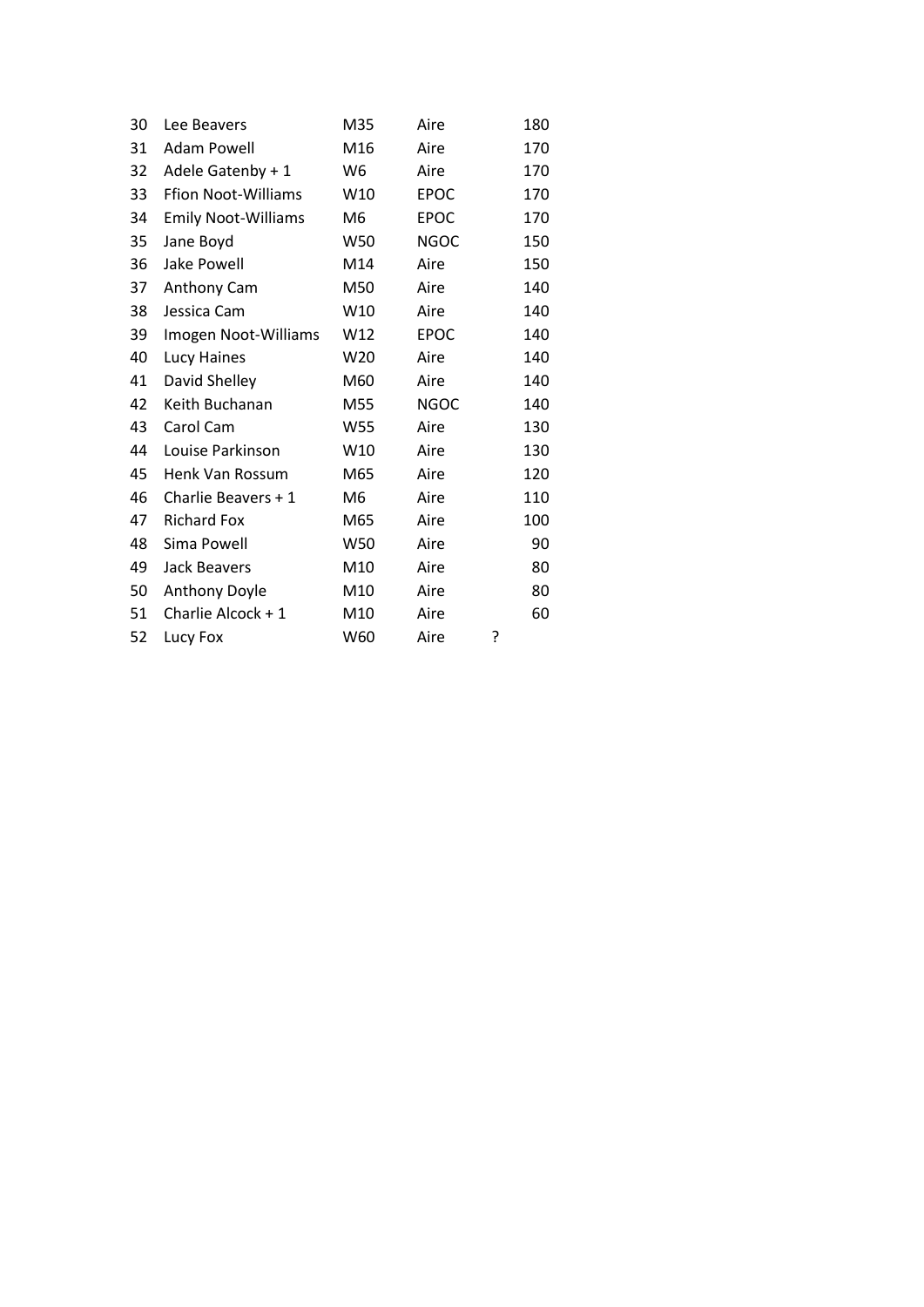| | | | | |
|---|---|---|---|---|
| 30 | Lee Beavers | M35 | Aire | 180 |
| 31 | Adam Powell | M16 | Aire | 170 |
| 32 | Adele Gatenby + 1 | W6 | Aire | 170 |
| 33 | Ffion Noot-Williams | W10 | EPOC | 170 |
| 34 | Emily Noot-Williams | M6 | EPOC | 170 |
| 35 | Jane Boyd | W50 | NGOC | 150 |
| 36 | Jake Powell | M14 | Aire | 150 |
| 37 | Anthony Cam | M50 | Aire | 140 |
| 38 | Jessica Cam | W10 | Aire | 140 |
| 39 | Imogen Noot-Williams | W12 | EPOC | 140 |
| 40 | Lucy Haines | W20 | Aire | 140 |
| 41 | David Shelley | M60 | Aire | 140 |
| 42 | Keith Buchanan | M55 | NGOC | 140 |
| 43 | Carol Cam | W55 | Aire | 130 |
| 44 | Louise Parkinson | W10 | Aire | 130 |
| 45 | Henk Van Rossum | M65 | Aire | 120 |
| 46 | Charlie Beavers + 1 | M6 | Aire | 110 |
| 47 | Richard Fox | M65 | Aire | 100 |
| 48 | Sima Powell | W50 | Aire | 90 |
| 49 | Jack Beavers | M10 | Aire | 80 |
| 50 | Anthony Doyle | M10 | Aire | 80 |
| 51 | Charlie Alcock + 1 | M10 | Aire | 60 |
| 52 | Lucy Fox | W60 | Aire | ? |